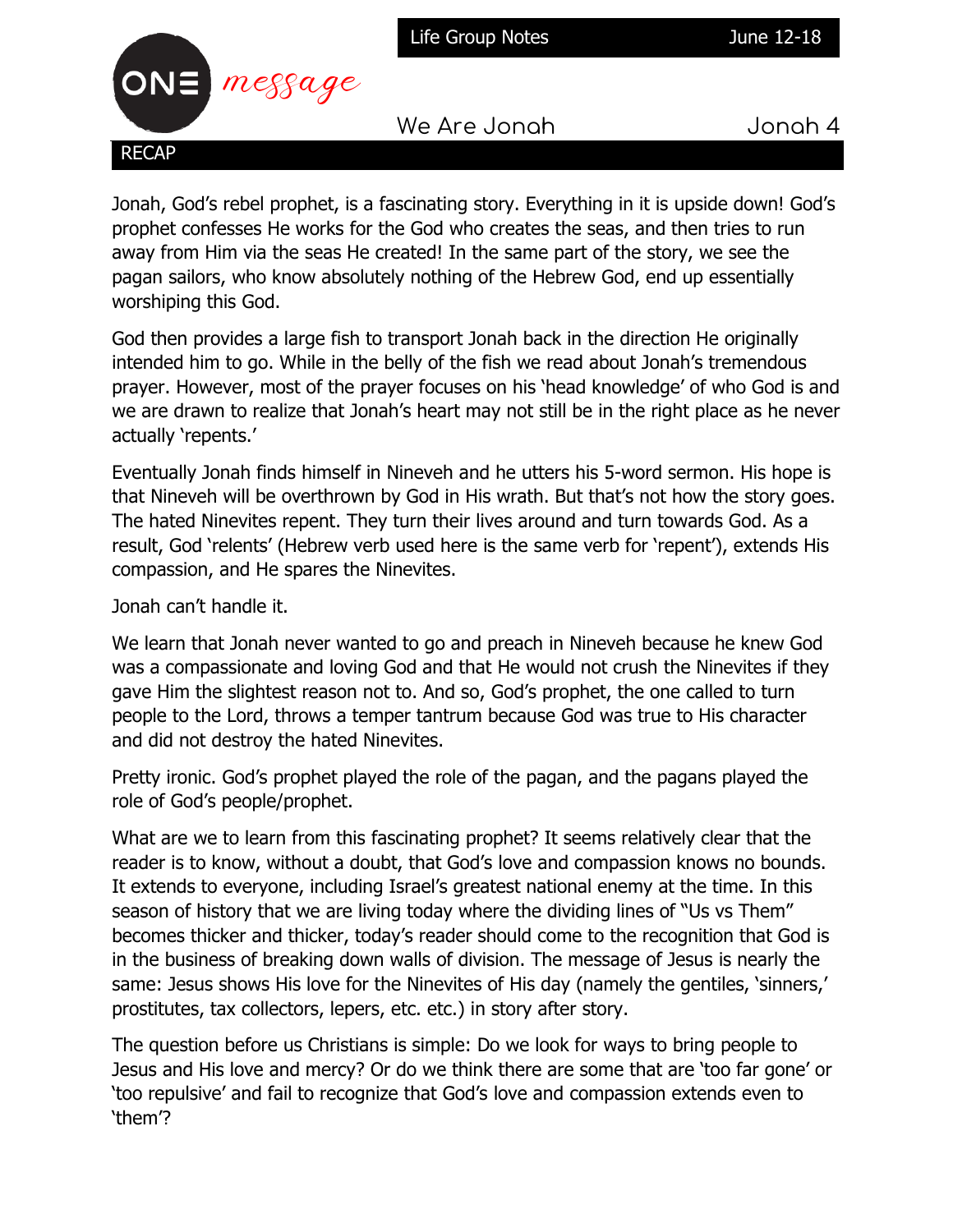Life Group Notes June 12-18

ONE *message*

We Are Jonah Jonah 4

## RECAP

Jonah, God's rebel prophet, is a fascinating story. Everything in it is upside down! God's prophet confesses He works for the God who creates the seas, and then tries to run away from Him via the seas He created! In the same part of the story, we see the pagan sailors, who know absolutely nothing of the Hebrew God, end up essentially worshiping this God.

God then provides a large fish to transport Jonah back in the direction He originally intended him to go. While in the belly of the fish we read about Jonah's tremendous prayer. However, most of the prayer focuses on his 'head knowledge' of who God is and we are drawn to realize that Jonah's heart may not still be in the right place as he never actually 'repents.'

Eventually Jonah finds himself in Nineveh and he utters his 5-word sermon. His hope is that Nineveh will be overthrown by God in His wrath. But that's not how the story goes. The hated Ninevites repent. They turn their lives around and turn towards God. As a result, God 'relents' (Hebrew verb used here is the same verb for 'repent'), extends His compassion, and He spares the Ninevites.

Jonah can't handle it.

We learn that Jonah never wanted to go and preach in Nineveh because he knew God was a compassionate and loving God and that He would not crush the Ninevites if they gave Him the slightest reason not to. And so, God's prophet, the one called to turn people to the Lord, throws a temper tantrum because God was true to His character and did not destroy the hated Ninevites.

Pretty ironic. God's prophet played the role of the pagan, and the pagans played the role of God's people/prophet.

What are we to learn from this fascinating prophet? It seems relatively clear that the reader is to know, without a doubt, that God's love and compassion knows no bounds. It extends to everyone, including Israel's greatest national enemy at the time. In this season of history that we are living today where the dividing lines of "Us vs Them" becomes thicker and thicker, today's reader should come to the recognition that God is in the business of breaking down walls of division. The message of Jesus is nearly the same: Jesus shows His love for the Ninevites of His day (namely the gentiles, 'sinners,' prostitutes, tax collectors, lepers, etc. etc.) in story after story.

The question before us Christians is simple: Do we look for ways to bring people to Jesus and His love and mercy? Or do we think there are some that are 'too far gone' or 'too repulsive' and fail to recognize that God's love and compassion extends even to 'them'?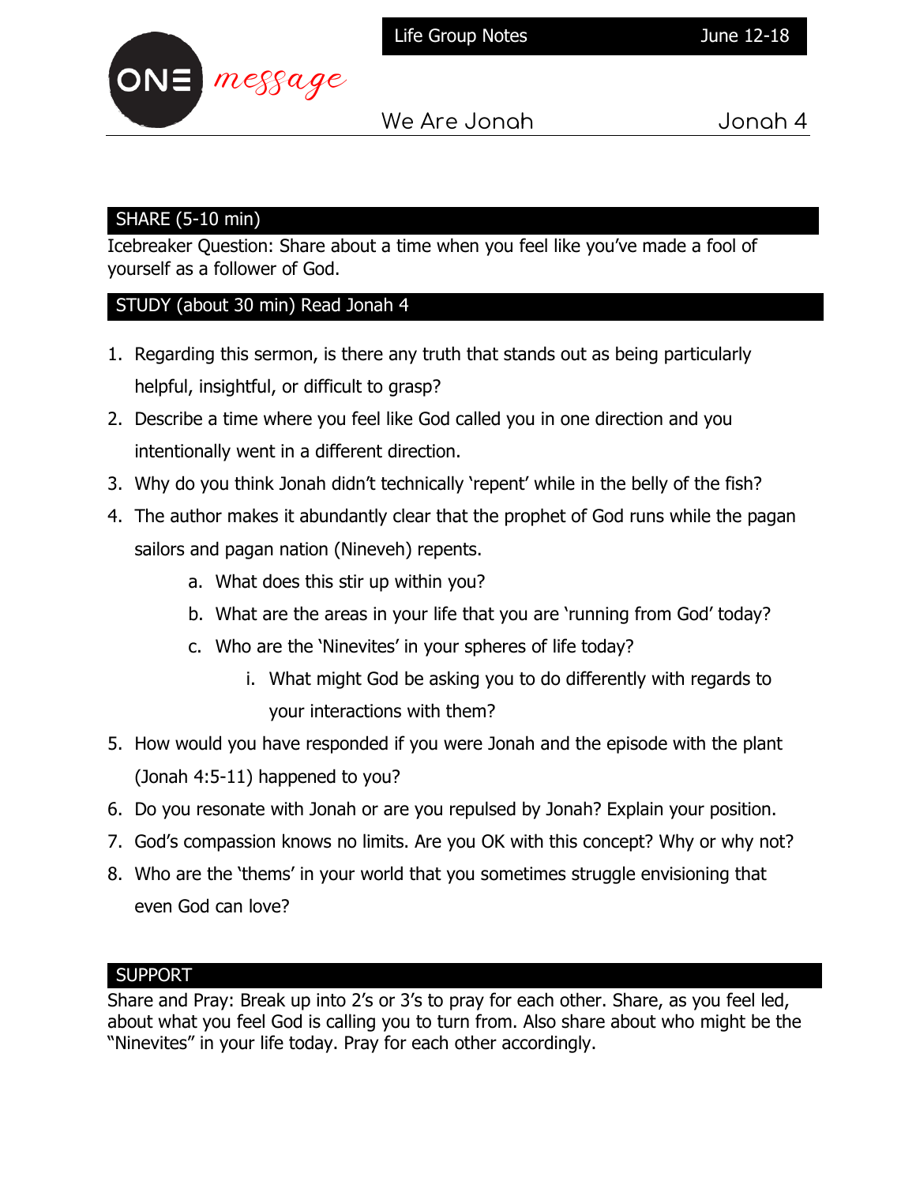ONE message

Life Group Notes June 12-18

We Are Jonah Jonah 4

## SHARE (5-10 min)

Icebreaker Question: Share about a time when you feel like you've made a fool of yourself as a follower of God.

## STUDY (about 30 min) Read Jonah 4

1. Regarding this sermon, is there any truth that stands out as being particularly helpful, insightful, or difficult to grasp?
2. Describe a time where you feel like God called you in one direction and you intentionally went in a different direction.
3. Why do you think Jonah didn't technically 'repent' while in the belly of the fish?
4. The author makes it abundantly clear that the prophet of God runs while the pagan sailors and pagan nation (Nineveh) repents.
    a. What does this stir up within you?
    b. What are the areas in your life that you are 'running from God' today?
    c. Who are the 'Ninevites' in your spheres of life today?
        i. What might God be asking you to do differently with regards to your interactions with them?
5. How would you have responded if you were Jonah and the episode with the plant (Jonah 4:5-11) happened to you?
6. Do you resonate with Jonah or are you repulsed by Jonah? Explain your position.
7. God's compassion knows no limits. Are you OK with this concept? Why or why not?
8. Who are the 'thems' in your world that you sometimes struggle envisioning that even God can love?

## SUPPORT

Share and Pray: Break up into 2's or 3's to pray for each other. Share, as you feel led, about what you feel God is calling you to turn from. Also share about who might be the "Ninevites" in your life today. Pray for each other accordingly.